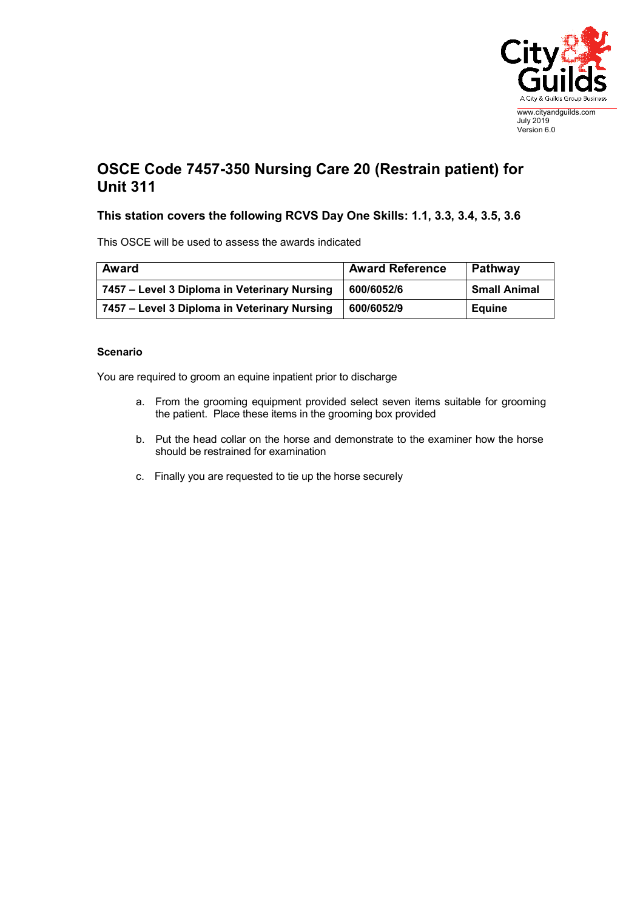www.cityandguilds.com
July 2019
Version 6.0

# OSCE Code 7457-350 Nursing Care 20 (Restrain patient) for Unit 311

### This station covers the following RCVS Day One Skills: 1.1, 3.3, 3.4, 3.5, 3.6

This OSCE will be used to assess the awards indicated

| Award | Award Reference | Pathway |
|---|---|---|
| **7457 – Level 3 Diploma in Veterinary Nursing** | **600/6052/6** | **Small Animal** |
| **7457 – Level 3 Diploma in Veterinary Nursing** | **600/6052/9** | **Equine** |

**Scenario**

You are required to groom an equine inpatient prior to discharge

a. From the grooming equipment provided select seven items suitable for grooming the patient. Place these items in the grooming box provided

b. Put the head collar on the horse and demonstrate to the examiner how the horse should be restrained for examination

c. Finally you are requested to tie up the horse securely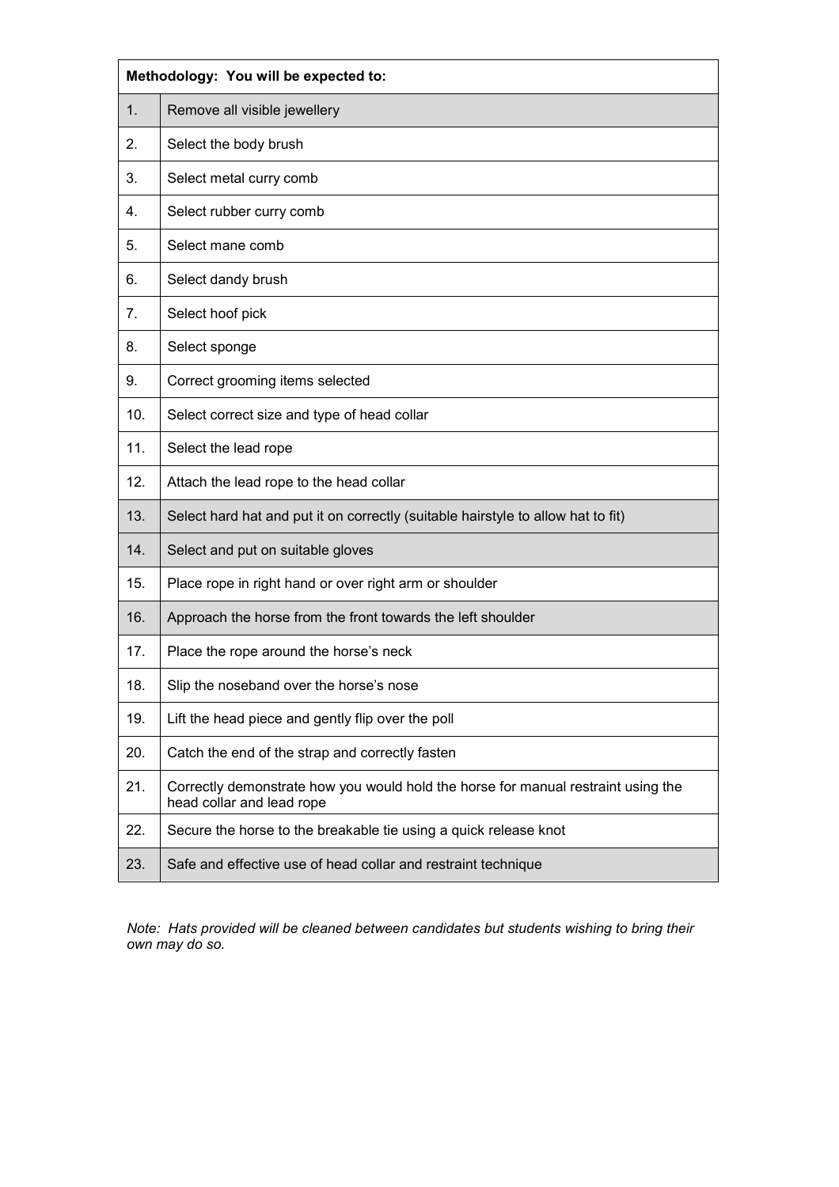| **Methodology: You will be expected to:** | |
|---|---|
| 1. | Remove all visible jewellery |
| 2. | Select the body brush |
| 3. | Select metal curry comb |
| 4. | Select rubber curry comb |
| 5. | Select mane comb |
| 6. | Select dandy brush |
| 7. | Select hoof pick |
| 8. | Select sponge |
| 9. | Correct grooming items selected |
| 10. | Select correct size and type of head collar |
| 11. | Select the lead rope |
| 12. | Attach the lead rope to the head collar |
| 13. | Select hard hat and put it on correctly (suitable hairstyle to allow hat to fit) |
| 14. | Select and put on suitable gloves |
| 15. | Place rope in right hand or over right arm or shoulder |
| 16. | Approach the horse from the front towards the left shoulder |
| 17. | Place the rope around the horse's neck |
| 18. | Slip the noseband over the horse's nose |
| 19. | Lift the head piece and gently flip over the poll |
| 20. | Catch the end of the strap and correctly fasten |
| 21. | Correctly demonstrate how you would hold the horse for manual restraint using the head collar and lead rope |
| 22. | Secure the horse to the breakable tie using a quick release knot |
| 23. | Safe and effective use of head collar and restraint technique |

*Note: Hats provided will be cleaned between candidates but students wishing to bring their own may do so.*